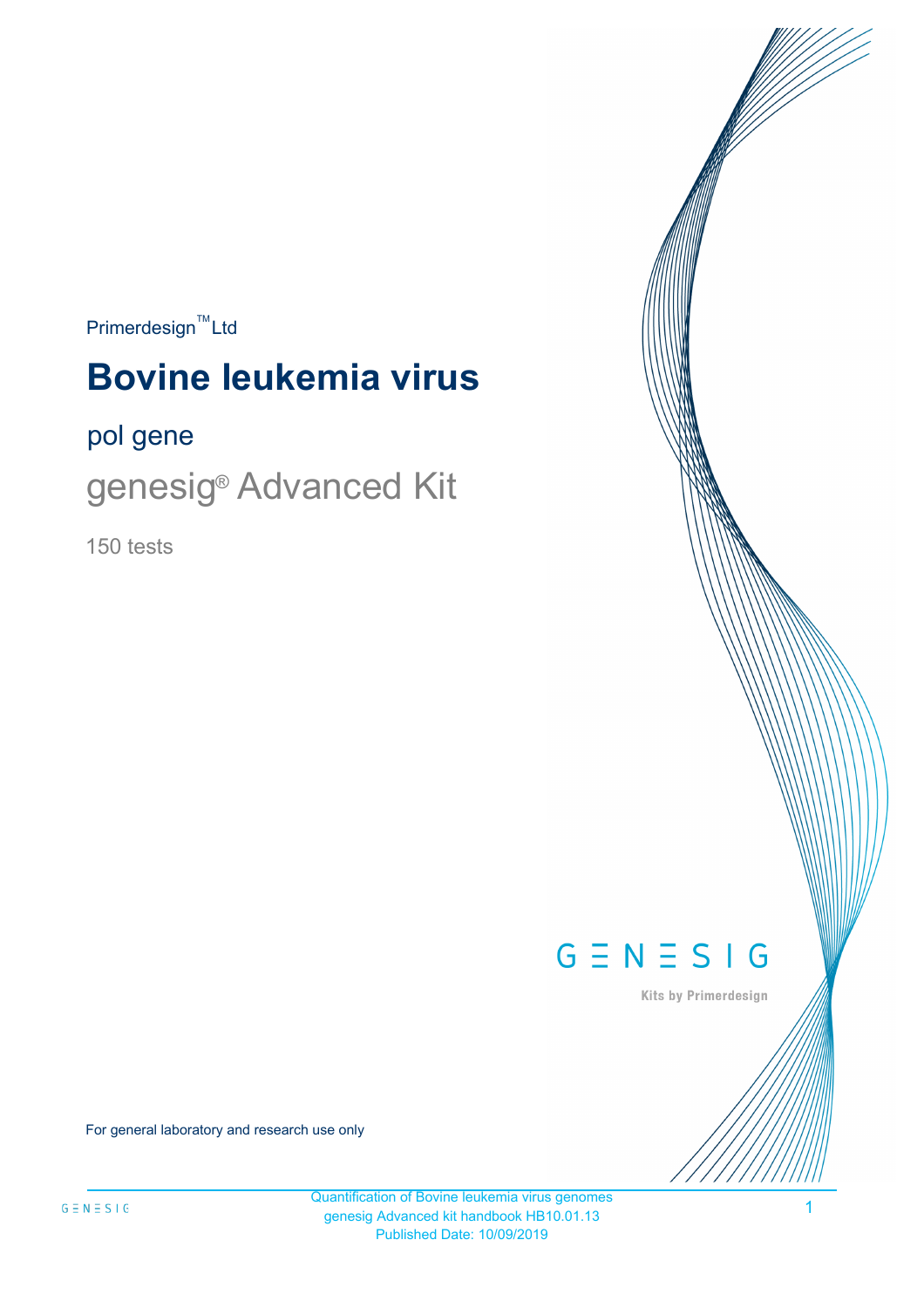Primerdesign™ Ltd

# Bovine leukemia virus

## pol gene

## genesig® Advanced Kit

150 tests

GENESIG

Kits by Primerdesign

For general laboratory and research use only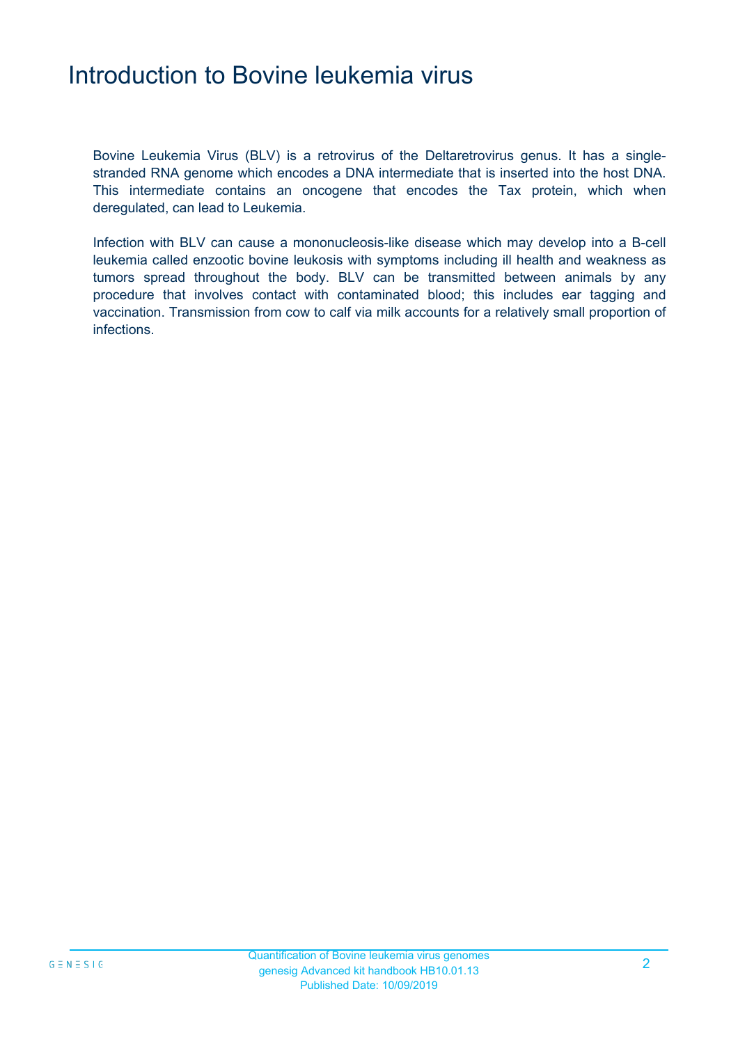# Introduction to Bovine leukemia virus

Bovine Leukemia Virus (BLV) is a retrovirus of the Deltaretrovirus genus. It has a single-stranded RNA genome which encodes a DNA intermediate that is inserted into the host DNA. This intermediate contains an oncogene that encodes the Tax protein, which when deregulated, can lead to Leukemia.

Infection with BLV can cause a mononucleosis-like disease which may develop into a B-cell leukemia called enzootic bovine leukosis with symptoms including ill health and weakness as tumors spread throughout the body. BLV can be transmitted between animals by any procedure that involves contact with contaminated blood; this includes ear tagging and vaccination. Transmission from cow to calf via milk accounts for a relatively small proportion of infections.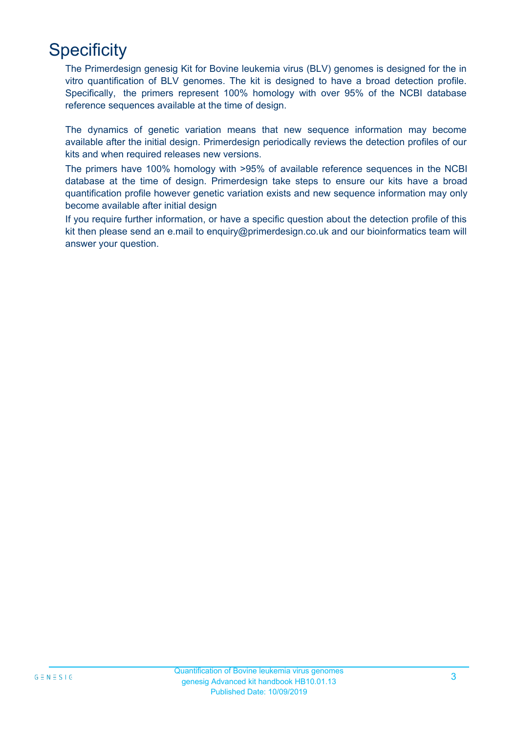# Specificity

The Primerdesign genesig Kit for Bovine leukemia virus (BLV) genomes is designed for the in vitro quantification of BLV genomes. The kit is designed to have a broad detection profile. Specifically, the primers represent 100% homology with over 95% of the NCBI database reference sequences available at the time of design.

The dynamics of genetic variation means that new sequence information may become available after the initial design. Primerdesign periodically reviews the detection profiles of our kits and when required releases new versions.

The primers have 100% homology with >95% of available reference sequences in the NCBI database at the time of design. Primerdesign take steps to ensure our kits have a broad quantification profile however genetic variation exists and new sequence information may only become available after initial design

If you require further information, or have a specific question about the detection profile of this kit then please send an e.mail to enquiry@primerdesign.co.uk and our bioinformatics team will answer your question.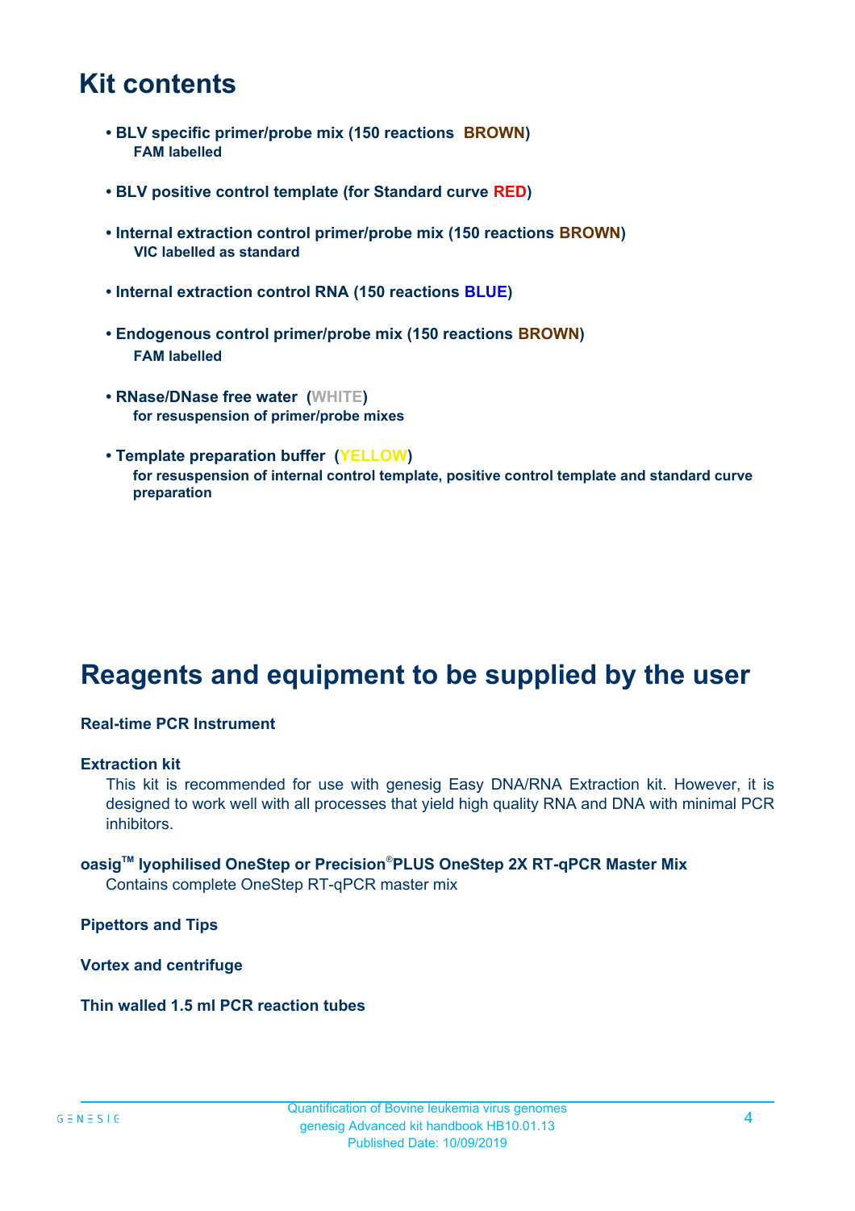# Kit contents

- **BLV specific primer/probe mix (150 reactions BROWN)**
  **FAM labelled**

- **BLV positive control template (for Standard curve RED)**

- **Internal extraction control primer/probe mix (150 reactions BROWN)**
  **VIC labelled as standard**

- **Internal extraction control RNA (150 reactions BLUE)**

- **Endogenous control primer/probe mix (150 reactions BROWN)**
  **FAM labelled**

- **RNase/DNase free water (WHITE)**
  **for resuspension of primer/probe mixes**

- **Template preparation buffer (YELLOW)**
  **for resuspension of internal control template, positive control template and standard curve preparation**

# Reagents and equipment to be supplied by the user

**Real-time PCR Instrument**

**Extraction kit**

This kit is recommended for use with genesig Easy DNA/RNA Extraction kit. However, it is designed to work well with all processes that yield high quality RNA and DNA with minimal PCR inhibitors.

**oasig™ lyophilised OneStep or Precision®PLUS OneStep 2X RT-qPCR Master Mix**

Contains complete OneStep RT-qPCR master mix

**Pipettors and Tips**

**Vortex and centrifuge**

**Thin walled 1.5 ml PCR reaction tubes**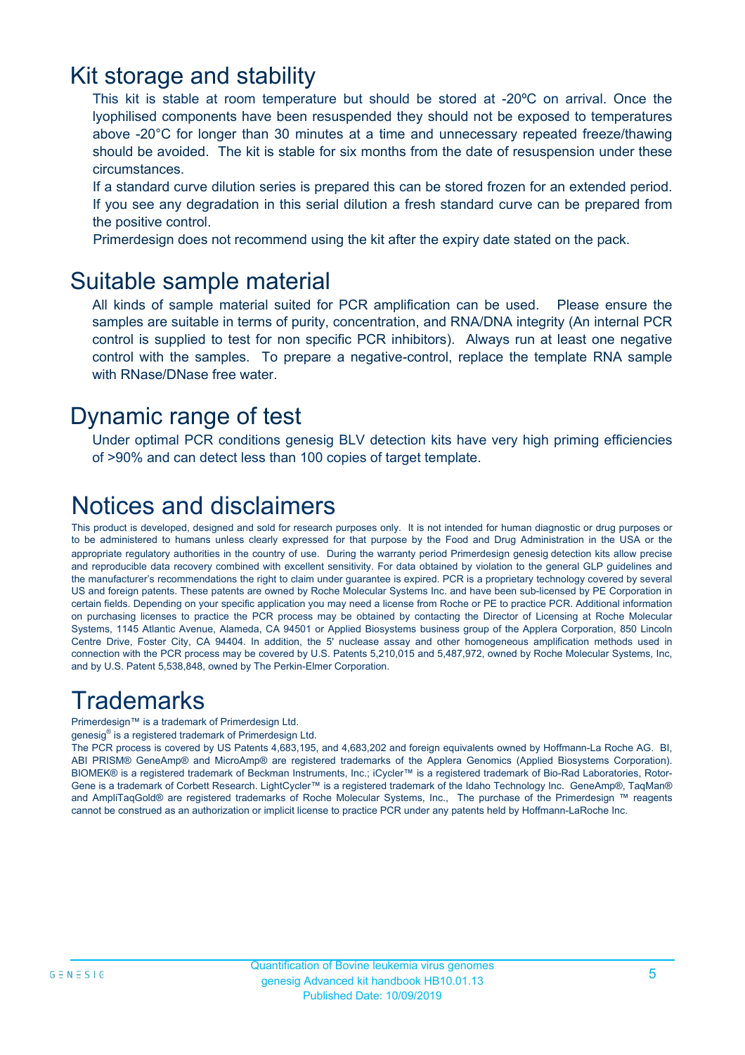## Kit storage and stability

This kit is stable at room temperature but should be stored at -20ºC on arrival. Once the lyophilised components have been resuspended they should not be exposed to temperatures above -20°C for longer than 30 minutes at a time and unnecessary repeated freeze/thawing should be avoided. The kit is stable for six months from the date of resuspension under these circumstances.

If a standard curve dilution series is prepared this can be stored frozen for an extended period. If you see any degradation in this serial dilution a fresh standard curve can be prepared from the positive control.

Primerdesign does not recommend using the kit after the expiry date stated on the pack.

## Suitable sample material

All kinds of sample material suited for PCR amplification can be used. Please ensure the samples are suitable in terms of purity, concentration, and RNA/DNA integrity (An internal PCR control is supplied to test for non specific PCR inhibitors). Always run at least one negative control with the samples. To prepare a negative-control, replace the template RNA sample with RNase/DNase free water.

## Dynamic range of test

Under optimal PCR conditions genesig BLV detection kits have very high priming efficiencies of >90% and can detect less than 100 copies of target template.

## Notices and disclaimers

This product is developed, designed and sold for research purposes only. It is not intended for human diagnostic or drug purposes or to be administered to humans unless clearly expressed for that purpose by the Food and Drug Administration in the USA or the appropriate regulatory authorities in the country of use. During the warranty period Primerdesign genesig detection kits allow precise and reproducible data recovery combined with excellent sensitivity. For data obtained by violation to the general GLP guidelines and the manufacturer's recommendations the right to claim under guarantee is expired. PCR is a proprietary technology covered by several US and foreign patents. These patents are owned by Roche Molecular Systems Inc. and have been sub-licensed by PE Corporation in certain fields. Depending on your specific application you may need a license from Roche or PE to practice PCR. Additional information on purchasing licenses to practice the PCR process may be obtained by contacting the Director of Licensing at Roche Molecular Systems, 1145 Atlantic Avenue, Alameda, CA 94501 or Applied Biosystems business group of the Applera Corporation, 850 Lincoln Centre Drive, Foster City, CA 94404. In addition, the 5' nuclease assay and other homogeneous amplification methods used in connection with the PCR process may be covered by U.S. Patents 5,210,015 and 5,487,972, owned by Roche Molecular Systems, Inc, and by U.S. Patent 5,538,848, owned by The Perkin-Elmer Corporation.

## Trademarks

Primerdesign™ is a trademark of Primerdesign Ltd.

genesig® is a registered trademark of Primerdesign Ltd.

The PCR process is covered by US Patents 4,683,195, and 4,683,202 and foreign equivalents owned by Hoffmann-La Roche AG. BI, ABI PRISM® GeneAmp® and MicroAmp® are registered trademarks of the Applera Genomics (Applied Biosystems Corporation). BIOMEK® is a registered trademark of Beckman Instruments, Inc.; iCycler™ is a registered trademark of Bio-Rad Laboratories, Rotor-Gene is a trademark of Corbett Research. LightCycler™ is a registered trademark of the Idaho Technology Inc. GeneAmp®, TaqMan® and AmpliTaqGold® are registered trademarks of Roche Molecular Systems, Inc., The purchase of the Primerdesign ™ reagents cannot be construed as an authorization or implicit license to practice PCR under any patents held by Hoffmann-LaRoche Inc.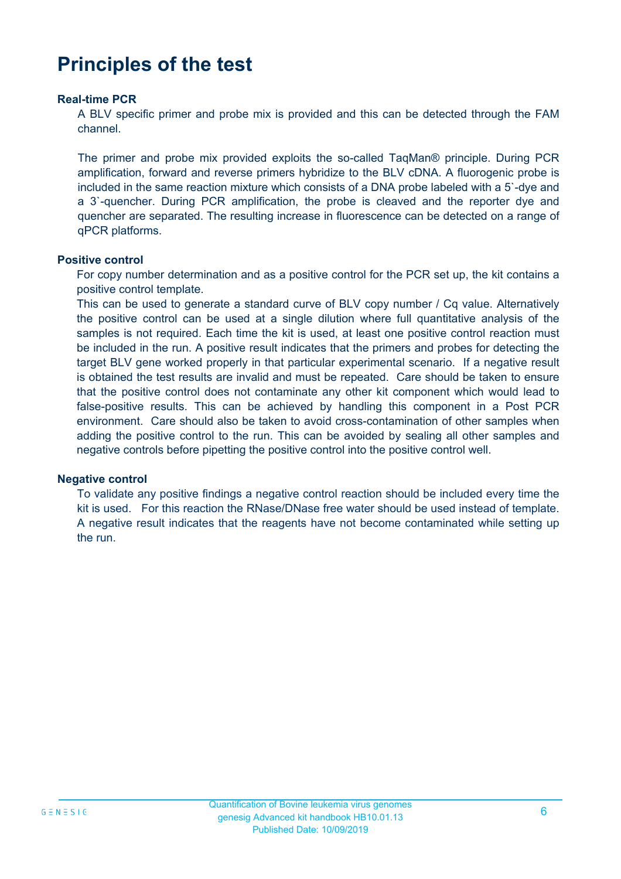# Principles of the test

### Real-time PCR

A BLV specific primer and probe mix is provided and this can be detected through the FAM channel.

The primer and probe mix provided exploits the so-called TaqMan® principle. During PCR amplification, forward and reverse primers hybridize to the BLV cDNA. A fluorogenic probe is included in the same reaction mixture which consists of a DNA probe labeled with a 5`-dye and a 3`-quencher. During PCR amplification, the probe is cleaved and the reporter dye and quencher are separated. The resulting increase in fluorescence can be detected on a range of qPCR platforms.

### Positive control

For copy number determination and as a positive control for the PCR set up, the kit contains a positive control template.

This can be used to generate a standard curve of BLV copy number / Cq value. Alternatively the positive control can be used at a single dilution where full quantitative analysis of the samples is not required. Each time the kit is used, at least one positive control reaction must be included in the run. A positive result indicates that the primers and probes for detecting the target BLV gene worked properly in that particular experimental scenario. If a negative result is obtained the test results are invalid and must be repeated. Care should be taken to ensure that the positive control does not contaminate any other kit component which would lead to false-positive results. This can be achieved by handling this component in a Post PCR environment. Care should also be taken to avoid cross-contamination of other samples when adding the positive control to the run. This can be avoided by sealing all other samples and negative controls before pipetting the positive control into the positive control well.

### Negative control

To validate any positive findings a negative control reaction should be included every time the kit is used. For this reaction the RNase/DNase free water should be used instead of template. A negative result indicates that the reagents have not become contaminated while setting up the run.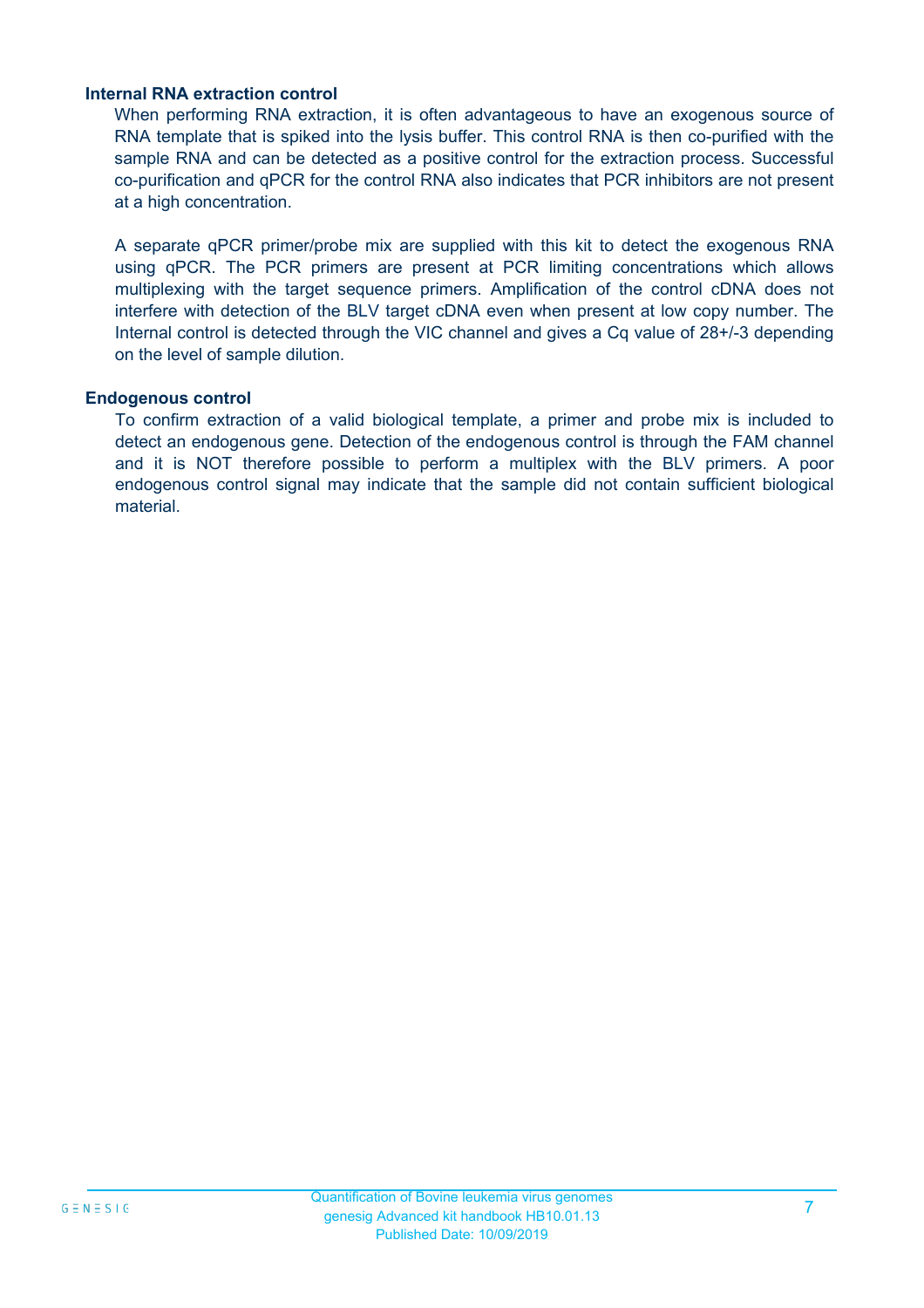### Internal RNA extraction control

When performing RNA extraction, it is often advantageous to have an exogenous source of RNA template that is spiked into the lysis buffer. This control RNA is then co-purified with the sample RNA and can be detected as a positive control for the extraction process. Successful co-purification and qPCR for the control RNA also indicates that PCR inhibitors are not present at a high concentration.

A separate qPCR primer/probe mix are supplied with this kit to detect the exogenous RNA using qPCR. The PCR primers are present at PCR limiting concentrations which allows multiplexing with the target sequence primers. Amplification of the control cDNA does not interfere with detection of the BLV target cDNA even when present at low copy number. The Internal control is detected through the VIC channel and gives a Cq value of 28+/-3 depending on the level of sample dilution.

### Endogenous control

To confirm extraction of a valid biological template, a primer and probe mix is included to detect an endogenous gene. Detection of the endogenous control is through the FAM channel and it is NOT therefore possible to perform a multiplex with the BLV primers. A poor endogenous control signal may indicate that the sample did not contain sufficient biological material.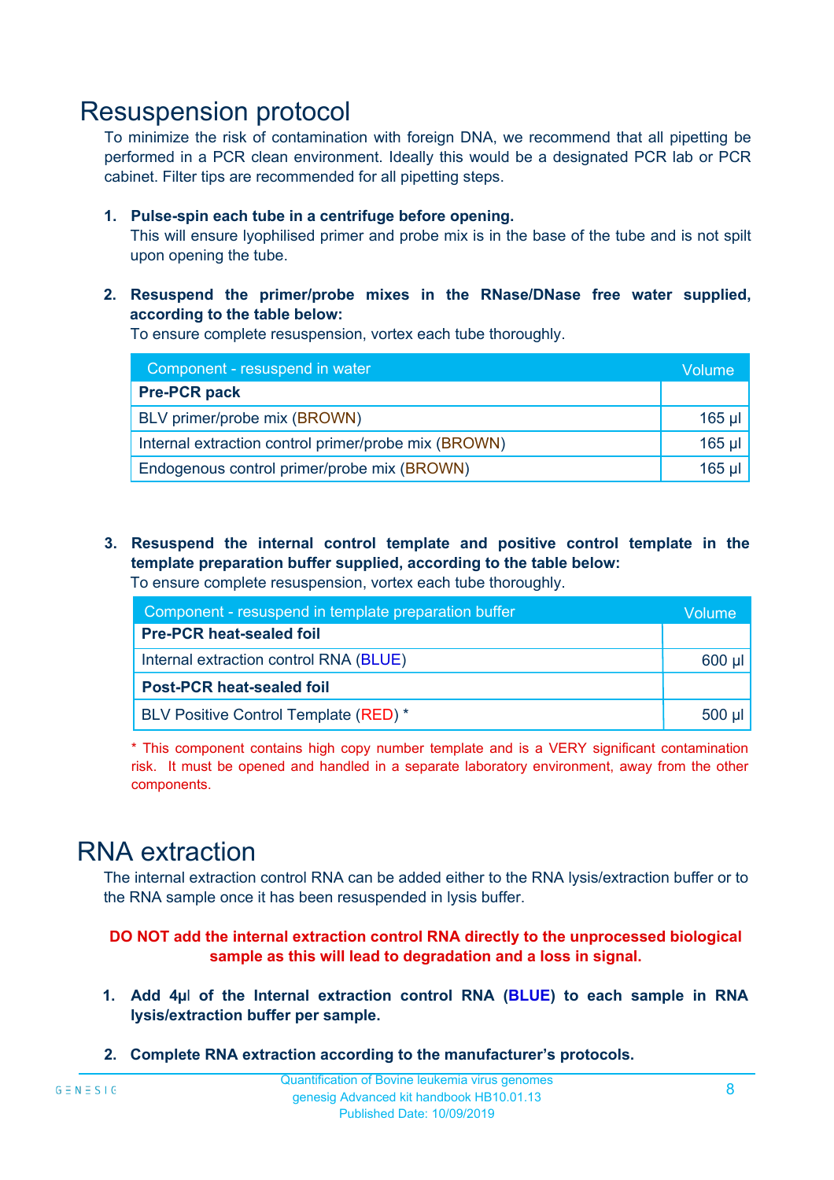# Resuspension protocol

To minimize the risk of contamination with foreign DNA, we recommend that all pipetting be performed in a PCR clean environment. Ideally this would be a designated PCR lab or PCR cabinet. Filter tips are recommended for all pipetting steps.

1. **Pulse-spin each tube in a centrifuge before opening.**
   This will ensure lyophilised primer and probe mix is in the base of the tube and is not spilt upon opening the tube.

2. **Resuspend the primer/probe mixes in the RNase/DNase free water supplied, according to the table below:**
   To ensure complete resuspension, vortex each tube thoroughly.

| Component - resuspend in water | Volume |
|---|---|
| **Pre-PCR pack** | |
| BLV primer/probe mix (BROWN) | 165 µl |
| Internal extraction control primer/probe mix (BROWN) | 165 µl |
| Endogenous control primer/probe mix (BROWN) | 165 µl |

3. **Resuspend the internal control template and positive control template in the template preparation buffer supplied, according to the table below:**
   To ensure complete resuspension, vortex each tube thoroughly.

| Component - resuspend in template preparation buffer | Volume |
|---|---|
| **Pre-PCR heat-sealed foil** | |
| Internal extraction control RNA (BLUE) | 600 µl |
| **Post-PCR heat-sealed foil** | |
| BLV Positive Control Template (RED) * | 500 µl |

* This component contains high copy number template and is a VERY significant contamination risk. It must be opened and handled in a separate laboratory environment, away from the other components.

# RNA extraction

The internal extraction control RNA can be added either to the RNA lysis/extraction buffer or to the RNA sample once it has been resuspended in lysis buffer.

**DO NOT add the internal extraction control RNA directly to the unprocessed biological sample as this will lead to degradation and a loss in signal.**

1. **Add 4µl of the Internal extraction control RNA (BLUE) to each sample in RNA lysis/extraction buffer per sample.**

2. **Complete RNA extraction according to the manufacturer's protocols.**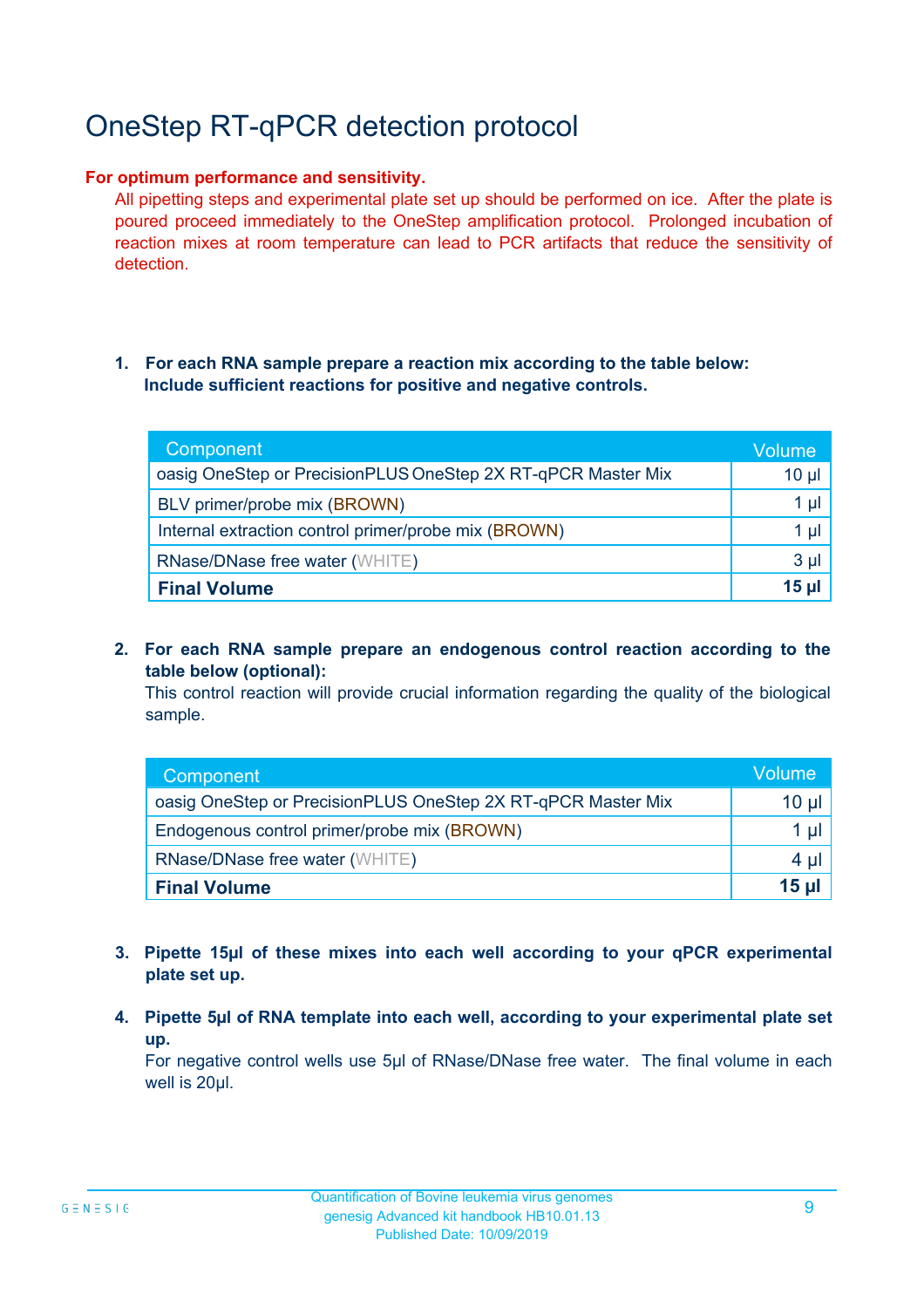# OneStep RT-qPCR detection protocol

**For optimum performance and sensitivity.**

All pipetting steps and experimental plate set up should be performed on ice. After the plate is poured proceed immediately to the OneStep amplification protocol. Prolonged incubation of reaction mixes at room temperature can lead to PCR artifacts that reduce the sensitivity of detection.

1. **For each RNA sample prepare a reaction mix according to the table below: Include sufficient reactions for positive and negative controls.**

| Component | Volume |
|---|---|
| oasig OneStep or PrecisionPLUS OneStep 2X RT-qPCR Master Mix | 10 µl |
| BLV primer/probe mix (BROWN) | 1 µl |
| Internal extraction control primer/probe mix (BROWN) | 1 µl |
| RNase/DNase free water (WHITE) | 3 µl |
| **Final Volume** | **15 µl** |

2. **For each RNA sample prepare an endogenous control reaction according to the table below (optional):**
   This control reaction will provide crucial information regarding the quality of the biological sample.

| Component | Volume |
|---|---|
| oasig OneStep or PrecisionPLUS OneStep 2X RT-qPCR Master Mix | 10 µl |
| Endogenous control primer/probe mix (BROWN) | 1 µl |
| RNase/DNase free water (WHITE) | 4 µl |
| **Final Volume** | **15 µl** |

3. **Pipette 15µl of these mixes into each well according to your qPCR experimental plate set up.**

4. **Pipette 5µl of RNA template into each well, according to your experimental plate set up.**
   For negative control wells use 5µl of RNase/DNase free water. The final volume in each well is 20µl.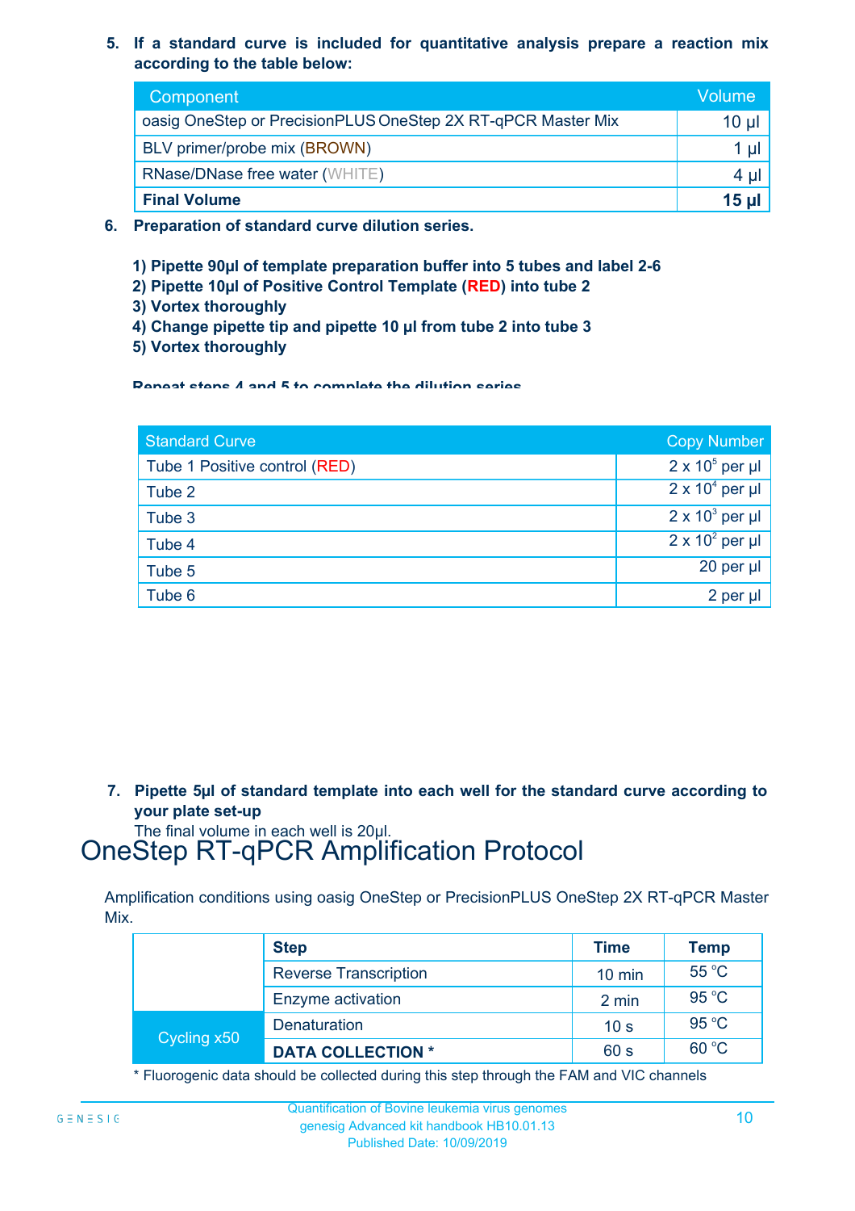5. **If a standard curve is included for quantitative analysis prepare a reaction mix according to the table below:**

| Component | Volume |
|---|---|
| oasig OneStep or PrecisionPLUS OneStep 2X RT-qPCR Master Mix | 10 µl |
| BLV primer/probe mix (BROWN) | 1 µl |
| RNase/DNase free water (WHITE) | 4 µl |
| **Final Volume** | **15 µl** |

6. **Preparation of standard curve dilution series.**

   **1) Pipette 90µl of template preparation buffer into 5 tubes and label 2-6**
   **2) Pipette 10µl of Positive Control Template (RED) into tube 2**
   **3) Vortex thoroughly**
   **4) Change pipette tip and pipette 10 µl from tube 2 into tube 3**
   **5) Vortex thoroughly**

   **Repeat steps 4 and 5 to complete the dilution series**

| Standard Curve | Copy Number |
|---|---|
| Tube 1 Positive control (RED) | $2 \times 10^5$ per µl |
| Tube 2 | $2 \times 10^4$ per µl |
| Tube 3 | $2 \times 10^3$ per µl |
| Tube 4 | $2 \times 10^2$ per µl |
| Tube 5 | 20 per µl |
| Tube 6 | 2 per µl |

7. **Pipette 5µl of standard template into each well for the standard curve according to your plate set-up**
   The final volume in each well is 20µl.

# OneStep RT-qPCR Amplification Protocol

Amplification conditions using oasig OneStep or PrecisionPLUS OneStep 2X RT-qPCR Master Mix.

| | Step | Time | Temp |
|---|---|---|---|
| | Reverse Transcription | 10 min | 55 °C |
| | Enzyme activation | 2 min | 95 °C |
| Cycling x50 | Denaturation | 10 s | 95 °C |
| | **DATA COLLECTION *** | 60 s | 60 °C |

* Fluorogenic data should be collected during this step through the FAM and VIC channels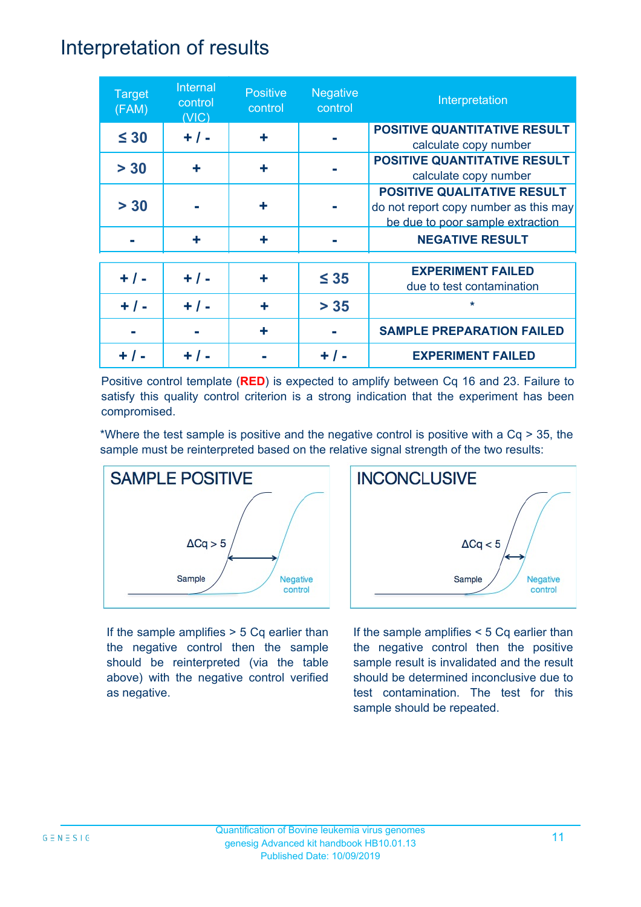# Interpretation of results

| Target (FAM) | Internal control (VIC) | Positive control | Negative control | Interpretation |
|---|---|---|---|---|
| ≤ 30 | + / - | + | - | **POSITIVE QUANTITATIVE RESULT** calculate copy number |
| > 30 | + | + | - | **POSITIVE QUANTITATIVE RESULT** calculate copy number |
| > 30 | - | + | - | **POSITIVE QUALITATIVE RESULT** do not report copy number as this may be due to poor sample extraction |
| - | + | + | - | **NEGATIVE RESULT** |
| + / - | + / - | + | ≤ 35 | **EXPERIMENT FAILED** due to test contamination |
| + / - | + / - | + | > 35 | * |
| - | - | + | - | **SAMPLE PREPARATION FAILED** |
| + / - | + / - | - | + / - | **EXPERIMENT FAILED** |

Positive control template (**RED**) is expected to amplify between Cq 16 and 23. Failure to satisfy this quality control criterion is a strong indication that the experiment has been compromised.

*Where the test sample is positive and the negative control is positive with a Cq > 35, the sample must be reinterpreted based on the relative signal strength of the two results:

**SAMPLE POSITIVE**

ΔCq > 5

Sample

Negative control

If the sample amplifies > 5 Cq earlier than the negative control then the sample should be reinterpreted (via the table above) with the negative control verified as negative.

**INCONCLUSIVE**

ΔCq < 5

Sample

Negative control

If the sample amplifies < 5 Cq earlier than the negative control then the positive sample result is invalidated and the result should be determined inconclusive due to test contamination. The test for this sample should be repeated.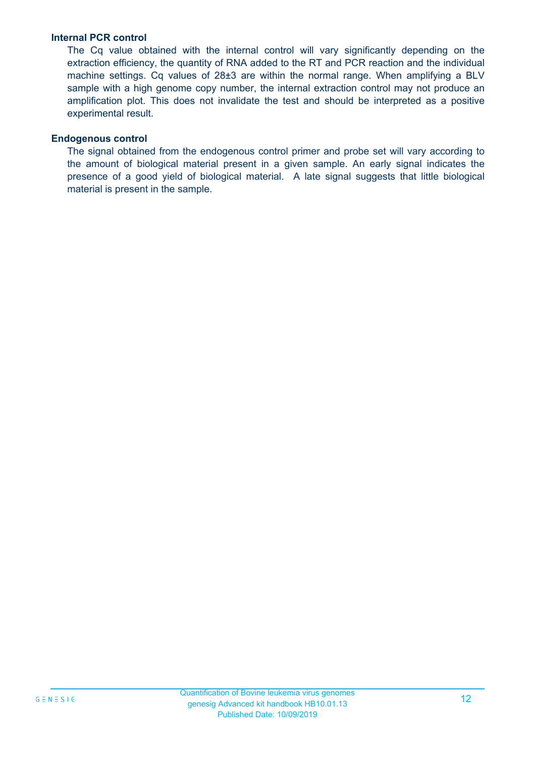### Internal PCR control

The Cq value obtained with the internal control will vary significantly depending on the extraction efficiency, the quantity of RNA added to the RT and PCR reaction and the individual machine settings. Cq values of 28±3 are within the normal range. When amplifying a BLV sample with a high genome copy number, the internal extraction control may not produce an amplification plot. This does not invalidate the test and should be interpreted as a positive experimental result.

### Endogenous control

The signal obtained from the endogenous control primer and probe set will vary according to the amount of biological material present in a given sample. An early signal indicates the presence of a good yield of biological material. A late signal suggests that little biological material is present in the sample.